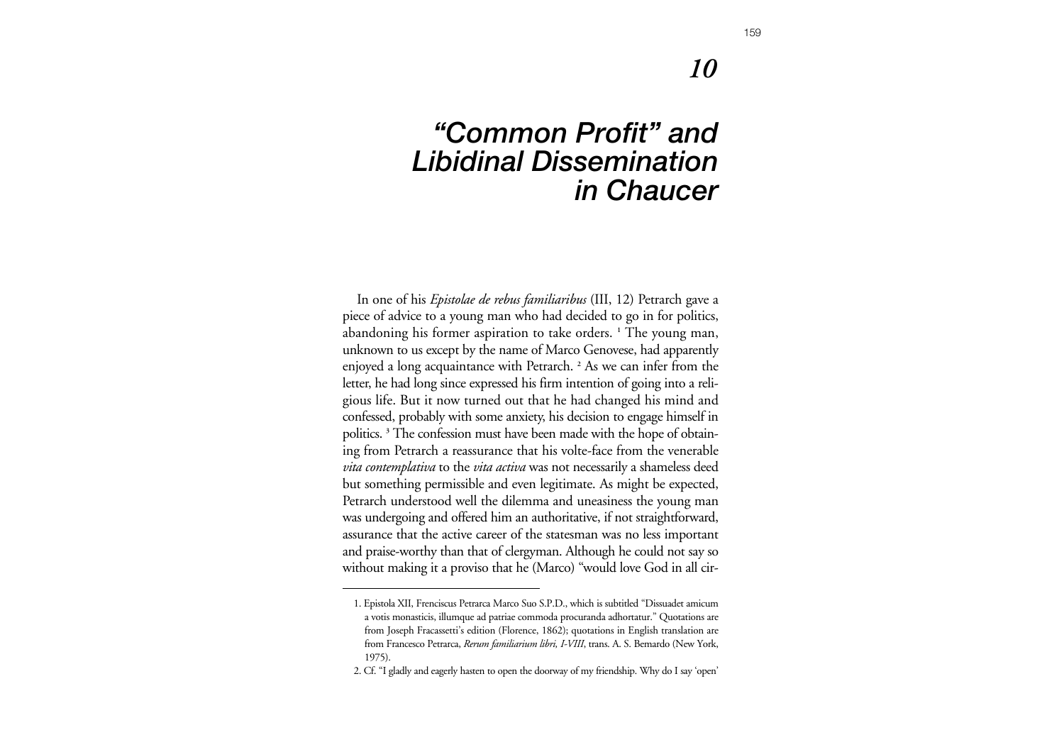# 10

# "Common Profit" and Libidinal Dissemination in Chaucer

In one of his *Epistolae de rebus familiaribus* (III, 12) Petrarch gave a piece of advice to a young man who had decided to go in for politics, abandoning his former aspiration to take orders. [1] The young man, unknown to us except by the name of Marco Genovese, had apparently enjoyed a long acquaintance with Petrarch. [2] As we can infer from the letter, he had long since expressed his firm intention of going into a religious life. But it now turned out that he had changed his mind and confessed, probably with some anxiety, his decision to engage himself in politics. [3] The confession must have been made with the hope of obtaining from Petrarch a reassurance that his volte-face from the venerable *vita contemplativa* to the *vita activa* was not necessarily a shameless deed but something permissible and even legitimate. As might be expected, Petrarch understood well the dilemma and uneasiness the young man was undergoing and offered him an authoritative, if not straightforward, assurance that the active career of the statesman was no less important and praise-worthy than that of clergyman. Although he could not say so without making it a proviso that he (Marco) "would love God in all cir-

---

1. Epistola XII, Frenciscus Petrarca Marco Suo S.P.D., which is subtitled "Dissuadet amicum a votis monasticis, illumque ad patriae commoda procuranda adhortatur." Quotations are from Joseph Fracassetti's edition (Florence, 1862); quotations in English translation are from Francesco Petrarca, *Rerum familiarium libri, I-VIII*, trans. A. S. Bemardo (New York, 1975).

2. Cf. "I gladly and eagerly hasten to open the doorway of my friendship. Why do I say 'open'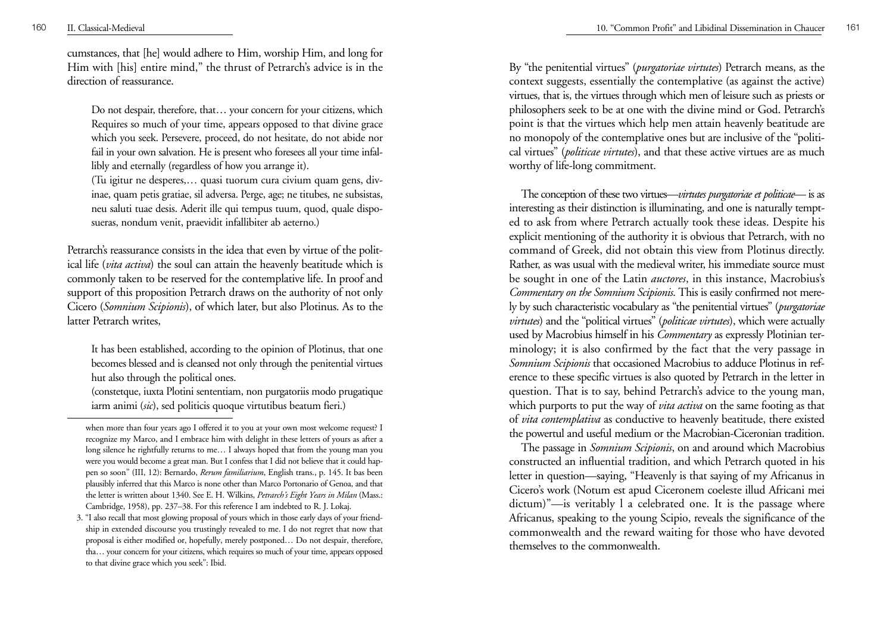cumstances, that [he] would adhere to Him, worship Him, and long for Him with [his] entire mind," the thrust of Petrarch's advice is in the direction of reassurance.

> Do not despair, therefore, that… your concern for your citizens, which Requires so much of your time, appears opposed to that divine grace which you seek. Persevere, proceed, do not hesitate, do not abide nor fail in your own salvation. He is present who foresees all your time infallibly and eternally (regardless of how you arrange it).
>
> (Tu igitur ne desperes,… quasi tuorum cura civium quam gens, divinae, quam petis gratiae, sil adversa. Perge, age; ne titubes, ne subsistas, neu saluti tuae desis. Aderit ille qui tempus tuum, quod, quale disposueras, nondum venit, praevidit infallibiter ab aeterno.)

Petrarch's reassurance consists in the idea that even by virtue of the political life (*vita activa*) the soul can attain the heavenly beatitude which is commonly taken to be reserved for the contemplative life. In proof and support of this proposition Petrarch draws on the authority of not only Cicero (*Somnium Scipionis*), of which later, but also Plotinus. As to the latter Petrarch writes,

> It has been established, according to the opinion of Plotinus, that one becomes blessed and is cleansed not only through the penitential virtues hut also through the political ones.
>
> (constetque, iuxta Plotini sententiam, non purgatoriis modo prugatique iarm animi (*sic*), sed politicis quoque virtutibus beatum fieri.)

By "the penitential virtues" (*purgatoriae virtutes*) Petrarch means, as the context suggests, essentially the contemplative (as against the active) virtues, that is, the virtues through which men of leisure such as priests or philosophers seek to be at one with the divine mind or God. Petrarch's point is that the virtues which help men attain heavenly beatitude are no monopoly of the contemplative ones but are inclusive of the "political virtues" (*politicae virtutes*), and that these active virtues are as much worthy of life-long commitment.

The conception of these two virtues—*virtutes purgatoriae et politicae*— is as interesting as their distinction is illuminating, and one is naturally tempted to ask from where Petrarch actually took these ideas. Despite his explicit mentioning of the authority it is obvious that Petrarch, with no command of Greek, did not obtain this view from Plotinus directly. Rather, as was usual with the medieval writer, his immediate source must be sought in one of the Latin *auctores*, in this instance, Macrobius's *Commentary on the Somnium Scipionis*. This is easily confirmed not merely by such characteristic vocabulary as "the penitential virtues" (*purgatoriae virtutes*) and the "political virtues" (*politicae virtutes*), which were actually used by Macrobius himself in his *Commentary* as expressly Plotinian terminology; it is also confirmed by the fact that the very passage in *Somnium Scipionis* that occasioned Macrobius to adduce Plotinus in reference to these specific virtues is also quoted by Petrarch in the letter in question. That is to say, behind Petrarch's advice to the young man, which purports to put the way of *vita activa* on the same footing as that of *vita contemplativa* as conductive to heavenly beatitude, there existed the powertul and useful medium or the Macrobian-Ciceronian tradition.

The passage in *Somnium Scipionis*, on and around which Macrobius constructed an influential tradition, and which Petrarch quoted in his letter in question—saying, "Heavenly is that saying of my Africanus in Cicero's work (Notum est apud Ciceronem coeleste illud Africani mei dictum)"—is veritably l a celebrated one. It is the passage where Africanus, speaking to the young Scipio, reveals the significance of the commonwealth and the reward waiting for those who have devoted themselves to the commonwealth.

---

when more than four years ago I offered it to you at your own most welcome request? I recognize my Marco, and I embrace him with delight in these letters of yours as after a long silence he rightfully returns to me… I always hoped that from the young man you were you would become a great man. But I confess that I did not believe that it could happen so soon" (III, 12): Bernardo, *Rerum familiarium*, English trans., p. 145. It bas been plausibly inferred that this Marco is none other than Marco Portonario of Genoa, and that the letter is written about 1340. See E. H. Wilkins, *Petrarch's Eight Years in Milan* (Mass.: Cambridge, 1958), pp. 237–38. For this reference I am indebted to R. J. Lokaj.

3. "I also recall that most glowing proposal of yours which in those early days of your friendship in extended discourse you trustingly revealed to me. I do not regret that now that proposal is either modified or, hopefully, merely postponed… Do not despair, therefore, tha… your concern for your citizens, which requires so much of your time, appears opposed to that divine grace which you seek": Ibid.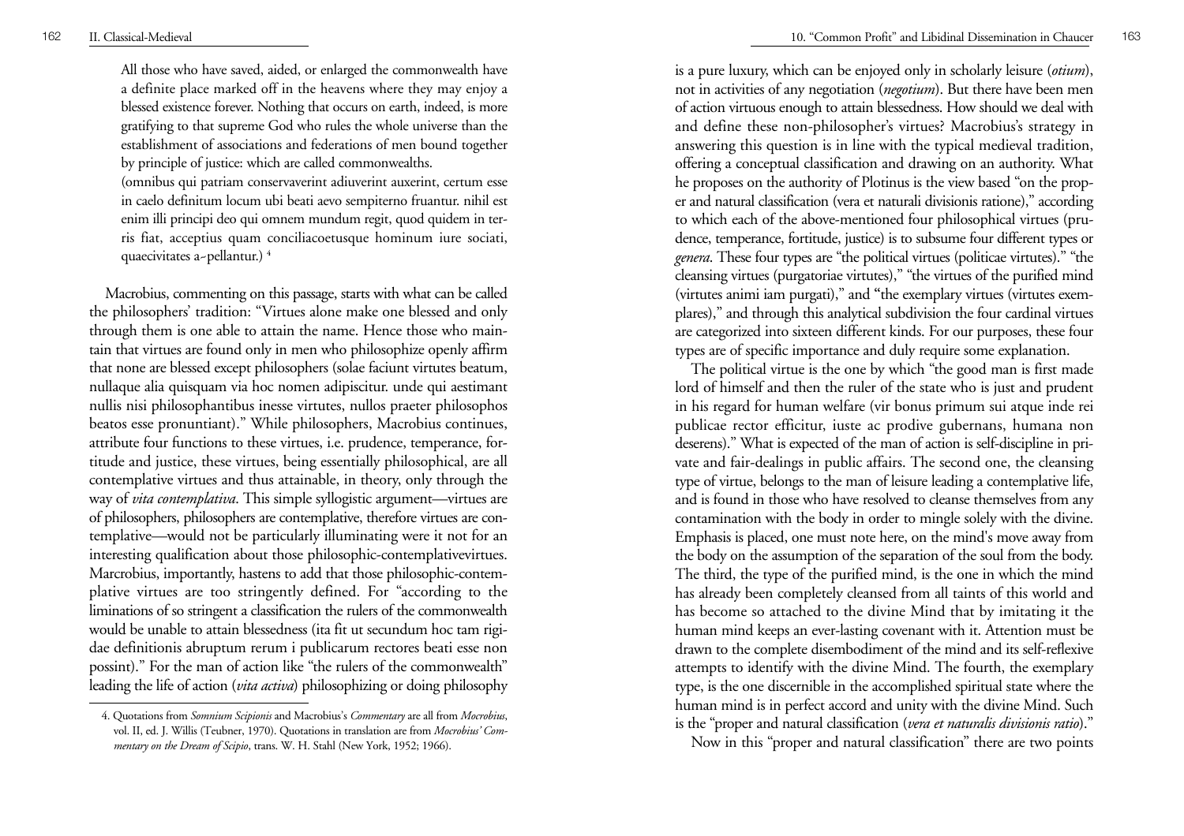All those who have saved, aided, or enlarged the commonwealth have a definite place marked off in the heavens where they may enjoy a blessed existence forever. Nothing that occurs on earth, indeed, is more gratifying to that supreme God who rules the whole universe than the establishment of associations and federations of men bound together by principle of justice: which are called commonwealths.

(omnibus qui patriam conservaverint adiuverint auxerint, certum esse in caelo definitum locum ubi beati aevo sempiterno fruantur. nihil est enim illi principi deo qui omnem mundum regit, quod quidem in terris fiat, acceptius quam conciliacoetusque hominum iure sociati, quaecivitates a~pellantur.) [4]

Macrobius, commenting on this passage, starts with what can be called the philosophers' tradition: "Virtues alone make one blessed and only through them is one able to attain the name. Hence those who maintain that virtues are found only in men who philosophize openly affirm that none are blessed except philosophers (solae faciunt virtutes beatum, nullaque alia quisquam via hoc nomen adipiscitur. unde qui aestimant nullis nisi philosophantibus inesse virtutes, nullos praeter philosophos beatos esse pronuntiant)." While philosophers, Macrobius continues, attribute four functions to these virtues, i.e. prudence, temperance, fortitude and justice, these virtues, being essentially philosophical, are all contemplative virtues and thus attainable, in theory, only through the way of *vita contemplativa*. This simple syllogistic argument—virtues are of philosophers, philosophers are contemplative, therefore virtues are contemplative—would not be particularly illuminating were it not for an interesting qualification about those philosophic-contemplativevirtues. Marcrobius, importantly, hastens to add that those philosophic-contemplative virtues are too stringently defined. For "according to the liminations of so stringent a classification the rulers of the commonwealth would be unable to attain blessedness (ita fit ut secundum hoc tam rigidae definitionis abruptum rerum i publicarum rectores beati esse non possint)." For the man of action like "the rulers of the commonwealth" leading the life of action (*vita activa*) philosophizing or doing philosophy is a pure luxury, which can be enjoyed only in scholarly leisure (*otium*), not in activities of any negotiation (*negotium*). But there have been men of action virtuous enough to attain blessedness. How should we deal with and define these non-philosopher's virtues? Macrobius's strategy in answering this question is in line with the typical medieval tradition, offering a conceptual classification and drawing on an authority. What he proposes on the authority of Plotinus is the view based "on the proper and natural classification (vera et naturali divisionis ratione)," according to which each of the above-mentioned four philosophical virtues (prudence, temperance, fortitude, justice) is to subsume four different types or *genera*. These four types are "the political virtues (politicae virtutes)." "the cleansing virtues (purgatoriae virtutes)," "the virtues of the purified mind (virtutes animi iam purgati)," and "the exemplary virtues (virtutes exemplares)," and through this analytical subdivision the four cardinal virtues are categorized into sixteen different kinds. For our purposes, these four types are of specific importance and duly require some explanation.

The political virtue is the one by which "the good man is first made lord of himself and then the ruler of the state who is just and prudent in his regard for human welfare (vir bonus primum sui atque inde rei publicae rector efficitur, iuste ac prodive gubernans, humana non deserens)." What is expected of the man of action is self-discipline in private and fair-dealings in public affairs. The second one, the cleansing type of virtue, belongs to the man of leisure leading a contemplative life, and is found in those who have resolved to cleanse themselves from any contamination with the body in order to mingle solely with the divine. Emphasis is placed, one must note here, on the mind's move away from the body on the assumption of the separation of the soul from the body. The third, the type of the purified mind, is the one in which the mind has already been completely cleansed from all taints of this world and has become so attached to the divine Mind that by imitating it the human mind keeps an ever-lasting covenant with it. Attention must be drawn to the complete disembodiment of the mind and its self-reflexive attempts to identify with the divine Mind. The fourth, the exemplary type, is the one discernible in the accomplished spiritual state where the human mind is in perfect accord and unity with the divine Mind. Such is the "proper and natural classification (*vera et naturalis divisionis ratio*)."

Now in this "proper and natural classification" there are two points

---

4. Quotations from *Somnium Scipionis* and Macrobius's *Commentary* are all from *Mocrobius*, vol. II, ed. J. Willis (Teubner, 1970). Quotations in translation are from *Mocrobius' Commentary on the Dream of Scipio*, trans. W. H. Stahl (New York, 1952; 1966).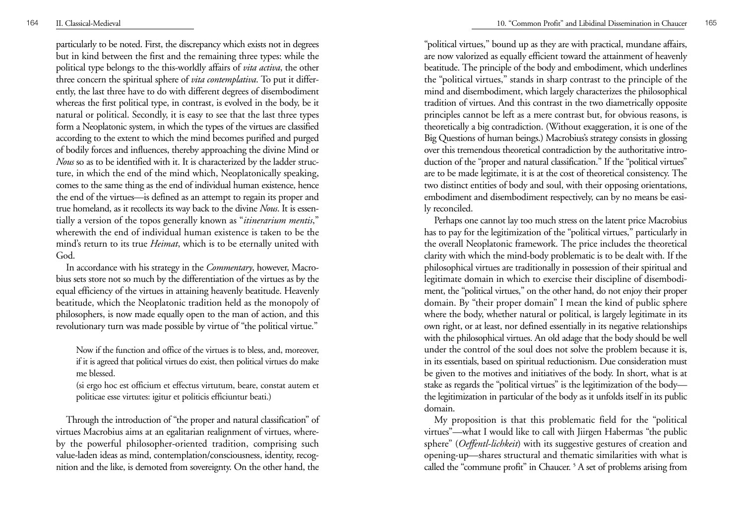particularly to be noted. First, the discrepancy which exists not in degrees but in kind between the first and the remaining three types: while the political type belongs to the this-worldly affairs of *vita activa*, the other three concern the spiritual sphere of *vita contemplativa*. To put it differently, the last three have to do with different degrees of disembodiment whereas the first political type, in contrast, is evolved in the body, be it natural or political. Secondly, it is easy to see that the last three types form a Neoplatonic system, in which the types of the virtues are classified according to the extent to which the mind becomes purified and purged of bodily forces and influences, thereby approaching the divine Mind or *Nous* so as to be identified with it. It is characterized by the ladder structure, in which the end of the mind which, Neoplatonically speaking, comes to the same thing as the end of individual human existence, hence the end of the virtues—is defined as an attempt to regain its proper and true homeland, as it recollects its way back to the divine *Nous*. It is essentially a version of the topos generally known as "*itinerarium mentis*," wherewith the end of individual human existence is taken to be the mind's return to its true *Heimat*, which is to be eternally united with God.

In accordance with his strategy in the *Commentary*, however, Macrobius sets store not so much by the differentiation of the virtues as by the equal efficiency of the virtues in attaining heavenly beatitude. Heavenly beatitude, which the Neoplatonic tradition held as the monopoly of philosophers, is now made equally open to the man of action, and this revolutionary turn was made possible by virtue of "the political virtue."

> Now if the function and office of the virtues is to bless, and, moreover, if it is agreed that political virtues do exist, then political virtues do make me blessed.
>
> (si ergo hoc est officium et effectus virtutum, beare, constat autem et politicae esse virtutes: igitur et politicis efficiuntur beati.)

Through the introduction of "the proper and natural classification" of virtues Macrobius aims at an egalitarian realignment of virtues, whereby the powerful philosopher-oriented tradition, comprising such value-laden ideas as mind, contemplation/consciousness, identity, recognition and the like, is demoted from sovereignty. On the other hand, the "political virtues," bound up as they are with practical, mundane affairs, are now valorized as equally efficient toward the attainment of heavenly beatitude. The principle of the body and embodiment, which underlines the "political virtues," stands in sharp contrast to the principle of the mind and disembodiment, which largely characterizes the philosophical tradition of virtues. And this contrast in the two diametrically opposite principles cannot be left as a mere contrast but, for obvious reasons, is theoretically a big contradiction. (Without exaggeration, it is one of the Big Questions of human beings.) Macrobius's strategy consists in glossing over this tremendous theoretical contradiction by the authoritative introduction of the "proper and natural classification." If the "political virtues" are to be made legitimate, it is at the cost of theoretical consistency. The two distinct entities of body and soul, with their opposing orientations, embodiment and disembodiment respectively, can by no means be easily reconciled.

Perhaps one cannot lay too much stress on the latent price Macrobius has to pay for the legitimization of the "political virtues," particularly in the overall Neoplatonic framework. The price includes the theoretical clarity with which the mind-body problematic is to be dealt with. If the philosophical virtues are traditionally in possession of their spiritual and legitimate domain in which to exercise their discipline of disembodiment, the "political virtues," on the other hand, do not enjoy their proper domain. By "their proper domain" I mean the kind of public sphere where the body, whether natural or political, is largely legitimate in its own right, or at least, nor defined essentially in its negative relationships with the philosophical virtues. An old adage that the body should be well under the control of the soul does not solve the problem because it is, in its essentials, based on spiritual reductionism. Due consideration must be given to the motives and initiatives of the body. In short, what is at stake as regards the "political virtues" is the legitimization of the body—the legitimization in particular of the body as it unfolds itself in its public domain.

My proposition is that this problematic field for the "political virtues"—what I would like to call with Jiirgen Habermas "the public sphere" (*Oeffentl-lichkeit*) with its suggestive gestures of creation and opening-up—shares structural and thematic similarities with what is called the "commune profit" in Chaucer. [5] A set of problems arising from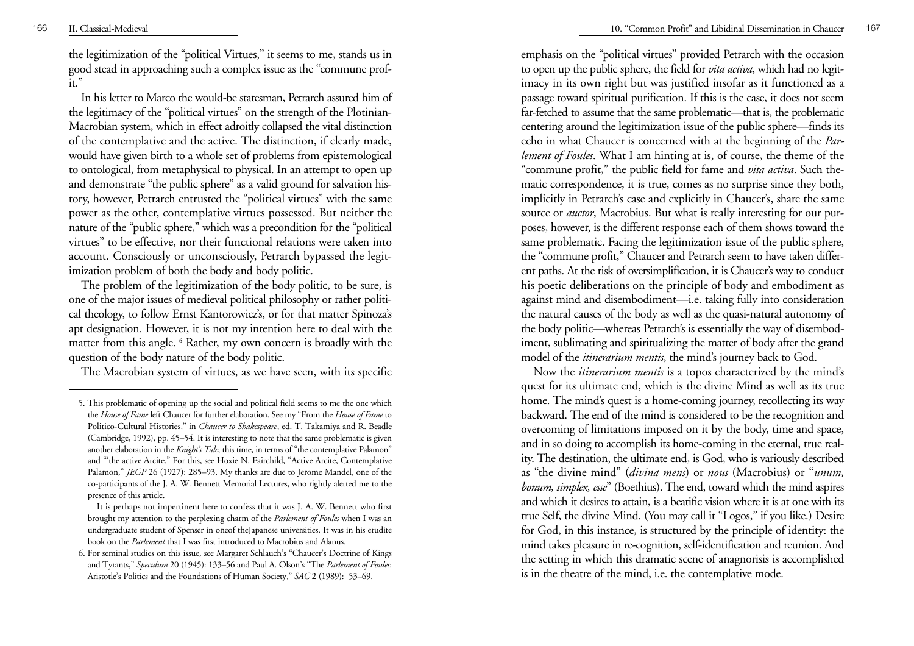the legitimization of the "political Virtues," it seems to me, stands us in good stead in approaching such a complex issue as the "commune profit."

In his letter to Marco the would-be statesman, Petrarch assured him of the legitimacy of the "political virtues" on the strength of the Plotinian-Macrobian system, which in effect adroitly collapsed the vital distinction of the contemplative and the active. The distinction, if clearly made, would have given birth to a whole set of problems from epistemological to ontological, from metaphysical to physical. In an attempt to open up and demonstrate "the public sphere" as a valid ground for salvation history, however, Petrarch entrusted the "political virtues" with the same power as the other, contemplative virtues possessed. But neither the nature of the "public sphere," which was a precondition for the "political virtues" to be effective, nor their functional relations were taken into account. Consciously or unconsciously, Petrarch bypassed the legitimization problem of both the body and body politic.

The problem of the legitimization of the body politic, to be sure, is one of the major issues of medieval political philosophy or rather political theology, to follow Ernst Kantorowicz's, or for that matter Spinoza's apt designation. However, it is not my intention here to deal with the matter from this angle. [6] Rather, my own concern is broadly with the question of the body nature of the body politic.

The Macrobian system of virtues, as we have seen, with its specific emphasis on the "political virtues" provided Petrarch with the occasion to open up the public sphere, the field for *vita activa*, which had no legitimacy in its own right but was justified insofar as it functioned as a passage toward spiritual purification. If this is the case, it does not seem far-fetched to assume that the same problematic—that is, the problematic centering around the legitimization issue of the public sphere—finds its echo in what Chaucer is concerned with at the beginning of the *Parlement of Foules*. What I am hinting at is, of course, the theme of the "commune profit," the public field for fame and *vita activa*. Such thematic correspondence, it is true, comes as no surprise since they both, implicitly in Petrarch's case and explicitly in Chaucer's, share the same source or *auctor*, Macrobius. But what is really interesting for our purposes, however, is the different response each of them shows toward the same problematic. Facing the legitimization issue of the public sphere, the "commune profit," Chaucer and Petrarch seem to have taken different paths. At the risk of oversimplification, it is Chaucer's way to conduct his poetic deliberations on the principle of body and embodiment as against mind and disembodiment—i.e. taking fully into consideration the natural causes of the body as well as the quasi-natural autonomy of the body politic—whereas Petrarch's is essentially the way of disembodiment, sublimating and spiritualizing the matter of body after the grand model of the *itinerarium mentis*, the mind's journey back to God.

Now the *itinerarium mentis* is a topos characterized by the mind's quest for its ultimate end, which is the divine Mind as well as its true home. The mind's quest is a home-coming journey, recollecting its way backward. The end of the mind is considered to be the recognition and overcoming of limitations imposed on it by the body, time and space, and in so doing to accomplish its home-coming in the eternal, true reality. The destination, the ultimate end, is God, who is variously described as "the divine mind" (*divina mens*) or *nous* (Macrobius) or "*unum, bonum, simplex, esse*" (Boethius). The end, toward which the mind aspires and which it desires to attain, is a beatific vision where it is at one with its true Self, the divine Mind. (You may call it "Logos," if you like.) Desire for God, in this instance, is structured by the principle of identity: the mind takes pleasure in re-cognition, self-identification and reunion. And the setting in which this dramatic scene of anagnorisis is accomplished is in the theatre of the mind, i.e. the contemplative mode.

---

5. This problematic of opening up the social and political field seems to me the one which the *House of Fame* left Chaucer for further elaboration. See my "From the *House of Fame* to Politico-Cultural Histories," in *Chaucer to Shakespeare*, ed. T. Takamiya and R. Beadle (Cambridge, 1992), pp. 45–54. It is interesting to note that the same problematic is given another elaboration in the *Knight's Tale*, this time, in terms of "the contemplative Palamon" and "'the active Arcite." For this, see Hoxie N. Fairchild, "Active Arcite, Contemplative Palamon," *JEGP* 26 (1927): 285–93. My thanks are due to Jerome Mandel, one of the co-participants of the J. A. W. Bennett Memorial Lectures, who rightly alerted me to the presence of this article.

It is perhaps not impertinent here to confess that it was J. A. W. Bennett who first brought my attention to the perplexing charm of the *Parlement of Foules* when I was an undergraduate student of Spenser in oneof theJapanese universities. It was in his erudite book on the *Parlement* that I was first introduced to Macrobius and Alanus.

6. For seminal studies on this issue, see Margaret Schlauch's "Chaucer's Doctrine of Kings and Tyrants," *Speculum* 20 (1945): 133–56 and Paul A. Olson's "The *Parlement of Foules*: Aristotle's Politics and the Foundations of Human Society," *SAC* 2 (1989): 53–69.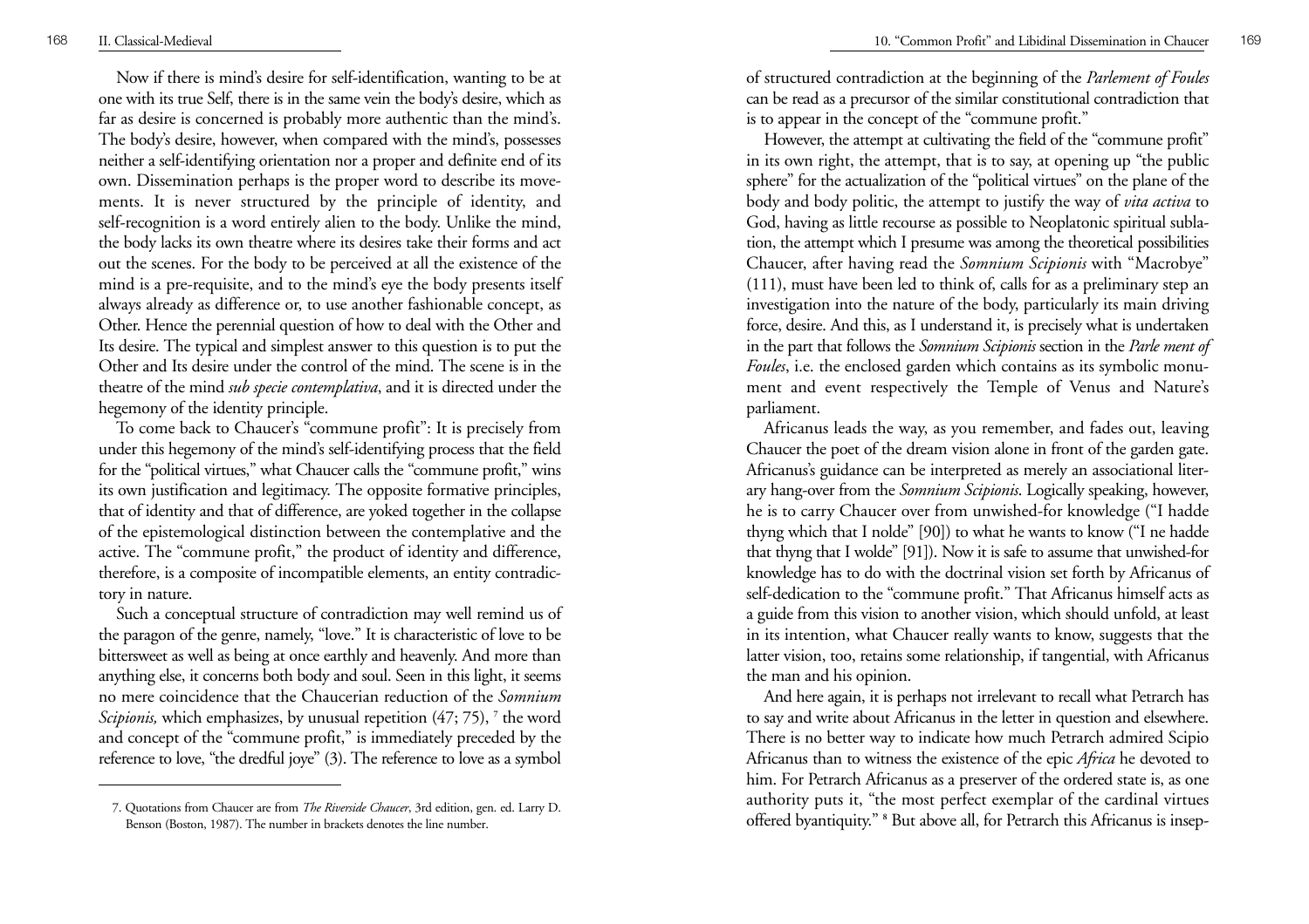Now if there is mind's desire for self-identification, wanting to be at one with its true Self, there is in the same vein the body's desire, which as far as desire is concerned is probably more authentic than the mind's. The body's desire, however, when compared with the mind's, possesses neither a self-identifying orientation nor a proper and definite end of its own. Dissemination perhaps is the proper word to describe its movements. It is never structured by the principle of identity, and self-recognition is a word entirely alien to the body. Unlike the mind, the body lacks its own theatre where its desires take their forms and act out the scenes. For the body to be perceived at all the existence of the mind is a pre-requisite, and to the mind's eye the body presents itself always already as difference or, to use another fashionable concept, as Other. Hence the perennial question of how to deal with the Other and Its desire. The typical and simplest answer to this question is to put the Other and Its desire under the control of the mind. The scene is in the theatre of the mind *sub specie contemplativa*, and it is directed under the hegemony of the identity principle.

To come back to Chaucer's "commune profit": It is precisely from under this hegemony of the mind's self-identifying process that the field for the "political virtues," what Chaucer calls the "commune profit," wins its own justification and legitimacy. The opposite formative principles, that of identity and that of difference, are yoked together in the collapse of the epistemological distinction between the contemplative and the active. The "commune profit," the product of identity and difference, therefore, is a composite of incompatible elements, an entity contradictory in nature.

Such a conceptual structure of contradiction may well remind us of the paragon of the genre, namely, "love." It is characteristic of love to be bittersweet as well as being at once earthly and heavenly. And more than anything else, it concerns both body and soul. Seen in this light, it seems no mere coincidence that the Chaucerian reduction of the *Somnium Scipionis,* which emphasizes, by unusual repetition (47; 75), [7] the word and concept of the "commune profit," is immediately preceded by the reference to love, "the dredful joye" (3). The reference to love as a symbol of structured contradiction at the beginning of the *Parlement of Foules* can be read as a precursor of the similar constitutional contradiction that is to appear in the concept of the "commune profit."

However, the attempt at cultivating the field of the "commune profit" in its own right, the attempt, that is to say, at opening up "the public sphere" for the actualization of the "political virtues" on the plane of the body and body politic, the attempt to justify the way of *vita activa* to God, having as little recourse as possible to Neoplatonic spiritual sublation, the attempt which I presume was among the theoretical possibilities Chaucer, after having read the *Somnium Scipionis* with "Macrobye" (111), must have been led to think of, calls for as a preliminary step an investigation into the nature of the body, particularly its main driving force, desire. And this, as I understand it, is precisely what is undertaken in the part that follows the *Somnium Scipionis* section in the *Parle ment of Foules*, i.e. the enclosed garden which contains as its symbolic monument and event respectively the Temple of Venus and Nature's parliament.

Africanus leads the way, as you remember, and fades out, leaving Chaucer the poet of the dream vision alone in front of the garden gate. Africanus's guidance can be interpreted as merely an associational literary hang-over from the *Somnium Scipionis*. Logically speaking, however, he is to carry Chaucer over from unwished-for knowledge ("I hadde thyng which that I nolde" [90]) to what he wants to know ("I ne hadde that thyng that I wolde" [91]). Now it is safe to assume that unwished-for knowledge has to do with the doctrinal vision set forth by Africanus of self-dedication to the "commune profit." That Africanus himself acts as a guide from this vision to another vision, which should unfold, at least in its intention, what Chaucer really wants to know, suggests that the latter vision, too, retains some relationship, if tangential, with Africanus the man and his opinion.

And here again, it is perhaps not irrelevant to recall what Petrarch has to say and write about Africanus in the letter in question and elsewhere. There is no better way to indicate how much Petrarch admired Scipio Africanus than to witness the existence of the epic *Africa* he devoted to him. For Petrarch Africanus as a preserver of the ordered state is, as one authority puts it, "the most perfect exemplar of the cardinal virtues offered byantiquity." [8] But above all, for Petrarch this Africanus is insep-

---

7. Quotations from Chaucer are from *The Riverside Chaucer*, 3rd edition, gen. ed. Larry D. Benson (Boston, 1987). The number in brackets denotes the line number.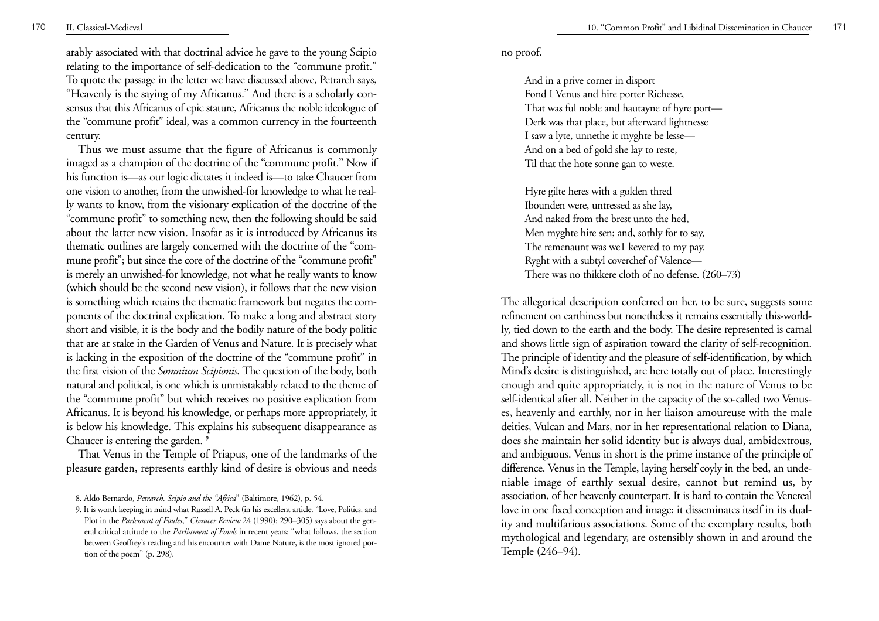arably associated with that doctrinal advice he gave to the young Scipio relating to the importance of self-dedication to the "commune profit." To quote the passage in the letter we have discussed above, Petrarch says, "Heavenly is the saying of my Africanus." And there is a scholarly consensus that this Africanus of epic stature, Africanus the noble ideologue of the "commune profit" ideal, was a common currency in the fourteenth century.

Thus we must assume that the figure of Africanus is commonly imaged as a champion of the doctrine of the "commune profit." Now if his function is—as our logic dictates it indeed is—to take Chaucer from one vision to another, from the unwished-for knowledge to what he really wants to know, from the visionary explication of the doctrine of the "commune profit" to something new, then the following should be said about the latter new vision. Insofar as it is introduced by Africanus its thematic outlines are largely concerned with the doctrine of the "commune profit"; but since the core of the doctrine of the "commune profit" is merely an unwished-for knowledge, not what he really wants to know (which should be the second new vision), it follows that the new vision is something which retains the thematic framework but negates the components of the doctrinal explication. To make a long and abstract story short and visible, it is the body and the bodily nature of the body politic that are at stake in the Garden of Venus and Nature. It is precisely what is lacking in the exposition of the doctrine of the "commune profit" in the first vision of the *Somnium Scipionis*. The question of the body, both natural and political, is one which is unmistakably related to the theme of the "commune profit" but which receives no positive explication from Africanus. It is beyond his knowledge, or perhaps more appropriately, it is below his knowledge. This explains his subsequent disappearance as Chaucer is entering the garden. [9]

That Venus in the Temple of Priapus, one of the landmarks of the pleasure garden, represents earthly kind of desire is obvious and needs no proof.

> And in a prive corner in disport
> Fond I Venus and hire porter Richesse,
> That was ful noble and hautayne of hyre port—
> Derk was that place, but afterward lightnesse
> I saw a lyte, unnethe it myghte be lesse—
> And on a bed of gold she lay to reste,
> Til that the hote sonne gan to weste.
>
> Hyre gilte heres with a golden thred
> Ibounden were, untressed as she lay,
> And naked from the brest unto the hed,
> Men myghte hire sen; and, sothly for to say,
> The remenaunt was wel kevered to my pay.
> Ryght with a subtyl coverchef of Valence—
> There was no thikkere cloth of no defense. (260–73)

The allegorical description conferred on her, to be sure, suggests some refinement on earthiness but nonetheless it remains essentially this-worldly, tied down to the earth and the body. The desire represented is carnal and shows little sign of aspiration toward the clarity of self-recognition. The principle of identity and the pleasure of self-identification, by which Mind's desire is distinguished, are here totally out of place. Interestingly enough and quite appropriately, it is not in the nature of Venus to be self-identical after all. Neither in the capacity of the so-called two Venuses, heavenly and earthly, nor in her liaison amoureuse with the male deities, Vulcan and Mars, nor in her representational relation to Diana, does she maintain her solid identity but is always dual, ambidextrous, and ambiguous. Venus in short is the prime instance of the principle of difference. Venus in the Temple, laying herself coyly in the bed, an undeniable image of earthly sexual desire, cannot but remind us, by association, of her heavenly counterpart. It is hard to contain the Venereal love in one fixed conception and image; it disseminates itself in its duality and multifarious associations. Some of the exemplary results, both mythological and legendary, are ostensibly shown in and around the Temple (246–94).

---

8. Aldo Bernardo, *Petrarch, Scipio and the "Africa"* (Baltimore, 1962), p. 54.

9. It is worth keeping in mind what Russell A. Peck (in his excellent article. "Love, Politics, and Plot in the *Parlement of Foules*," *Chaucer Review* 24 (1990): 290–305) says about the general critical attitude to the *Parliament of Fowls* in recent years: "what follows, the section between Geoffrey's reading and his encounter with Dame Nature, is the most ignored portion of the poem" (p. 298).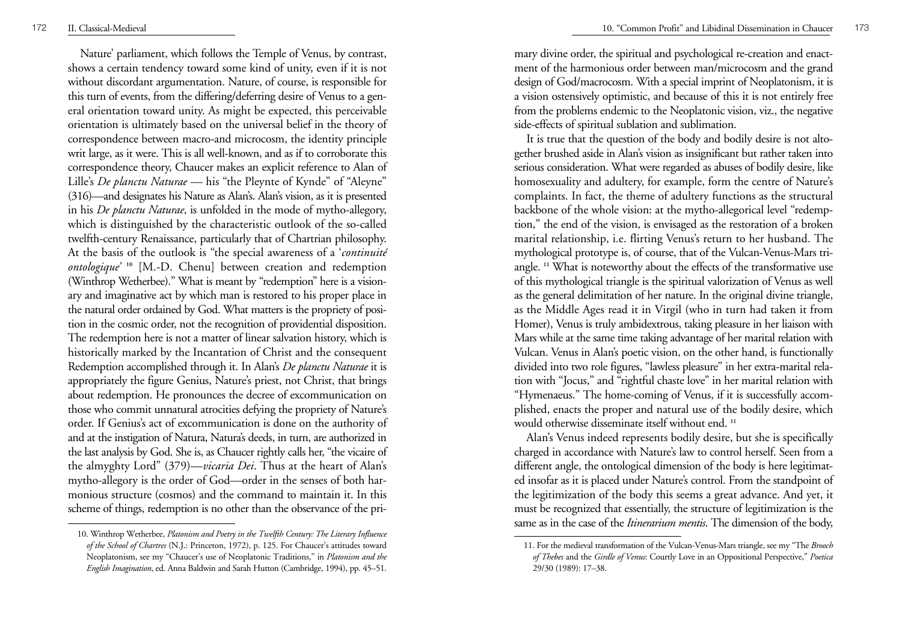Nature' parliament, which follows the Temple of Venus, by contrast, shows a certain tendency toward some kind of unity, even if it is not without discordant argumentation. Nature, of course, is responsible for this turn of events, from the differing/deferring desire of Venus to a general orientation toward unity. As might be expected, this perceivable orientation is ultimately based on the universal belief in the theory of correspondence between macro-and microcosm, the identity principle writ large, as it were. This is all well-known, and as if to corroborate this correspondence theory, Chaucer makes an explicit reference to Alan of Lille's *De planctu Naturae* — his "the Pleynte of Kynde" of "Aleyne" (316)—and designates his Nature as Alan's. Alan's vision, as it is presented in his *De planctu Naturae*, is unfolded in the mode of mytho-allegory, which is distinguished by the characteristic outlook of the so-called twelfth-century Renaissance, particularly that of Chartrian philosophy. At the basis of the outlook is "the special awareness of a '*continuité ontologique*' [10] [M.-D. Chenu] between creation and redemption (Winthrop Wetherbee)." What is meant by "redemption" here is a visionary and imaginative act by which man is restored to his proper place in the natural order ordained by God. What matters is the propriety of position in the cosmic order, not the recognition of providential disposition. The redemption here is not a matter of linear salvation history, which is historically marked by the Incantation of Christ and the consequent Redemption accomplished through it. In Alan's *De planctu Naturae* it is appropriately the figure Genius, Nature's priest, not Christ, that brings about redemption. He pronounces the decree of excommunication on those who commit unnatural atrocities defying the propriety of Nature's order. If Genius's act of excommunication is done on the authority of and at the instigation of Natura, Natura's deeds, in turn, are authorized in the last analysis by God. She is, as Chaucer rightly calls her, "the vicaire of the almyghty Lord" (379)—*vicaria Dei*. Thus at the heart of Alan's mytho-allegory is the order of God—order in the senses of both harmonious structure (cosmos) and the command to maintain it. In this scheme of things, redemption is no other than the observance of the primary divine order, the spiritual and psychological re-creation and enactment of the harmonious order between man/microcosm and the grand design of God/macrocosm. With a special imprint of Neoplatonism, it is a vision ostensively optimistic, and because of this it is not entirely free from the problems endemic to the Neoplatonic vision, viz., the negative side-effects of spiritual sublation and sublimation.

It is true that the question of the body and bodily desire is not altogether brushed aside in Alan's vision as insignificant but rather taken into serious consideration. What were regarded as abuses of bodily desire, like homosexuality and adultery, for example, form the centre of Nature's complaints. In fact, the theme of adultery functions as the structural backbone of the whole vision: at the mytho-allegorical level "redemption," the end of the vision, is envisaged as the restoration of a broken marital relationship, i.e. flirting Venus's return to her husband. The mythological prototype is, of course, that of the Vulcan-Venus-Mars triangle. [11] What is noteworthy about the effects of the transformative use of this mythological triangle is the spiritual valorization of Venus as well as the general delimitation of her nature. In the original divine triangle, as the Middle Ages read it in Virgil (who in turn had taken it from Homer), Venus is truly ambidextrous, taking pleasure in her liaison with Mars while at the same time taking advantage of her marital relation with Vulcan. Venus in Alan's poetic vision, on the other hand, is functionally divided into two role figures, "lawless pleasure" in her extra-marital relation with "Jocus," and "rightful chaste love" in her marital relation with "Hymenaeus." The home-coming of Venus, if it is successfully accomplished, enacts the proper and natural use of the bodily desire, which would otherwise disseminate itself without end. [11]

Alan's Venus indeed represents bodily desire, but she is specifically charged in accordance with Nature's law to control herself. Seen from a different angle, the ontological dimension of the body is here legitimated insofar as it is placed under Nature's control. From the standpoint of the legitimization of the body this seems a great advance. And yet, it must be recognized that essentially, the structure of legitimization is the same as in the case of the *Itinerarium mentis*. The dimension of the body,

---

10. Winthrop Wetherbee, *Platonism and Poetry in the Twelfth Century: The Literary Influence of the School of Chartres* (N.J.: Princeton, 1972), p. 125. For Chaucer's attitudes toward Neoplatonism, see my "Chaucer's use of Neoplatonic Traditions," in *Platonism and the English Imagination*, ed. Anna Baldwin and Sarah Hutton (Cambridge, 1994), pp. 45–51.

11. For the medieval transformation of the Vulcan-Venus-Mars triangle, see my "The *Brooch of Thebes* and the *Girdle of Venus*: Courtly Love in an Oppositional Perspective," *Poetica* 29/30 (1989): 17–38.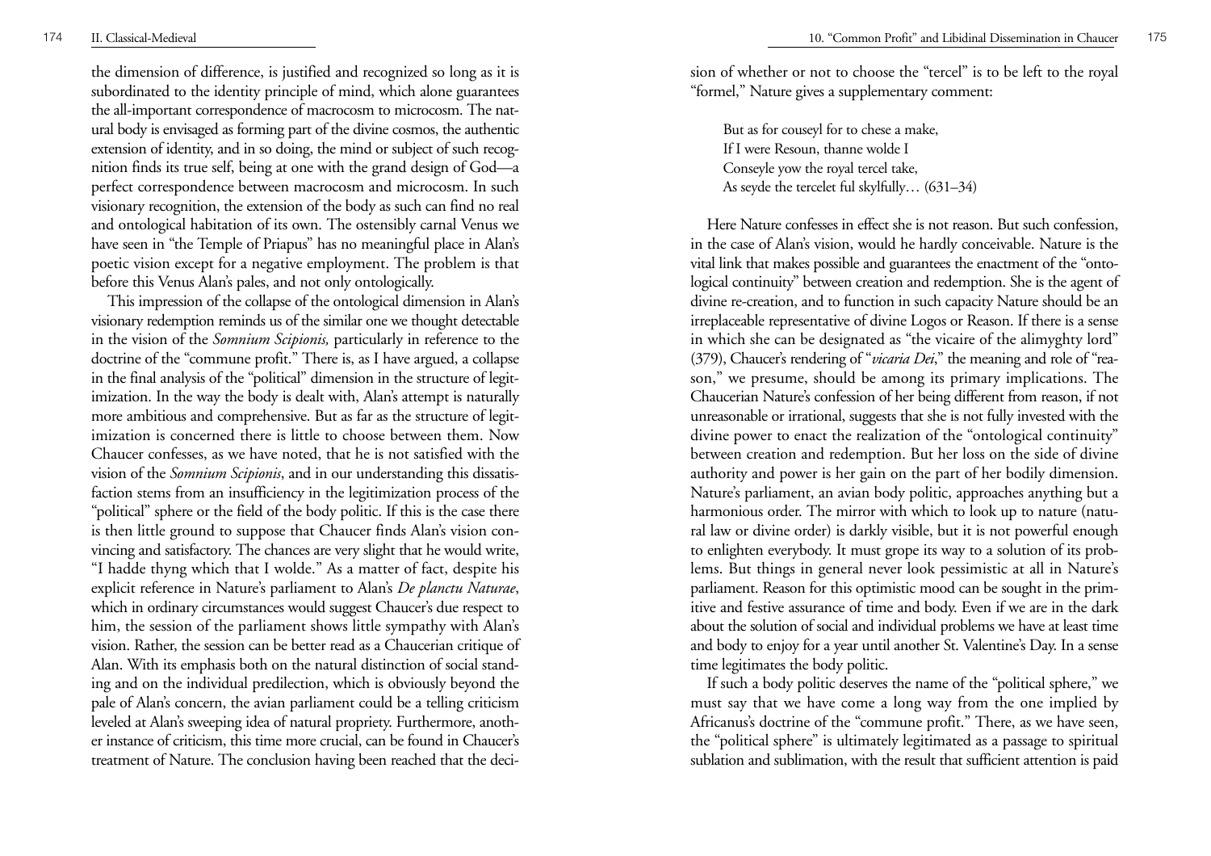the dimension of difference, is justified and recognized so long as it is subordinated to the identity principle of mind, which alone guarantees the all-important correspondence of macrocosm to microcosm. The natural body is envisaged as forming part of the divine cosmos, the authentic extension of identity, and in so doing, the mind or subject of such recognition finds its true self, being at one with the grand design of God—a perfect correspondence between macrocosm and microcosm. In such visionary recognition, the extension of the body as such can find no real and ontological habitation of its own. The ostensibly carnal Venus we have seen in "the Temple of Priapus" has no meaningful place in Alan's poetic vision except for a negative employment. The problem is that before this Venus Alan's pales, and not only ontologically.

This impression of the collapse of the ontological dimension in Alan's visionary redemption reminds us of the similar one we thought detectable in the vision of the *Somnium Scipionis,* particularly in reference to the doctrine of the "commune profit." There is, as I have argued, a collapse in the final analysis of the "political" dimension in the structure of legitimization. In the way the body is dealt with, Alan's attempt is naturally more ambitious and comprehensive. But as far as the structure of legitimization is concerned there is little to choose between them. Now Chaucer confesses, as we have noted, that he is not satisfied with the vision of the *Somnium Scipionis*, and in our understanding this dissatisfaction stems from an insufficiency in the legitimization process of the "political" sphere or the field of the body politic. If this is the case there is then little ground to suppose that Chaucer finds Alan's vision convincing and satisfactory. The chances are very slight that he would write, "I hadde thyng which that I wolde." As a matter of fact, despite his explicit reference in Nature's parliament to Alan's *De planctu Naturae*, which in ordinary circumstances would suggest Chaucer's due respect to him, the session of the parliament shows little sympathy with Alan's vision. Rather, the session can be better read as a Chaucerian critique of Alan. With its emphasis both on the natural distinction of social standing and on the individual predilection, which is obviously beyond the pale of Alan's concern, the avian parliament could be a telling criticism leveled at Alan's sweeping idea of natural propriety. Furthermore, another instance of criticism, this time more crucial, can be found in Chaucer's treatment of Nature. The conclusion having been reached that the decision of whether or not to choose the "tercel" is to be left to the royal "formel," Nature gives a supplementary comment:

> But as for couseyl for to chese a make,
> If I were Resoun, thanne wolde I
> Conseyle yow the royal tercel take,
> As seyde the tercelet ful skylfully… (631–34)

Here Nature confesses in effect she is not reason. But such confession, in the case of Alan's vision, would he hardly conceivable. Nature is the vital link that makes possible and guarantees the enactment of the "ontological continuity" between creation and redemption. She is the agent of divine re-creation, and to function in such capacity Nature should be an irreplaceable representative of divine Logos or Reason. If there is a sense in which she can be designated as "the vicaire of the alimyghty lord" (379), Chaucer's rendering of "*vicaria Dei*," the meaning and role of "reason," we presume, should be among its primary implications. The Chaucerian Nature's confession of her being different from reason, if not unreasonable or irrational, suggests that she is not fully invested with the divine power to enact the realization of the "ontological continuity" between creation and redemption. But her loss on the side of divine authority and power is her gain on the part of her bodily dimension. Nature's parliament, an avian body politic, approaches anything but a harmonious order. The mirror with which to look up to nature (natural law or divine order) is darkly visible, but it is not powerful enough to enlighten everybody. It must grope its way to a solution of its problems. But things in general never look pessimistic at all in Nature's parliament. Reason for this optimistic mood can be sought in the primitive and festive assurance of time and body. Even if we are in the dark about the solution of social and individual problems we have at least time and body to enjoy for a year until another St. Valentine's Day. In a sense time legitimates the body politic.

If such a body politic deserves the name of the "political sphere," we must say that we have come a long way from the one implied by Africanus's doctrine of the "commune profit." There, as we have seen, the "political sphere" is ultimately legitimated as a passage to spiritual sublation and sublimation, with the result that sufficient attention is paid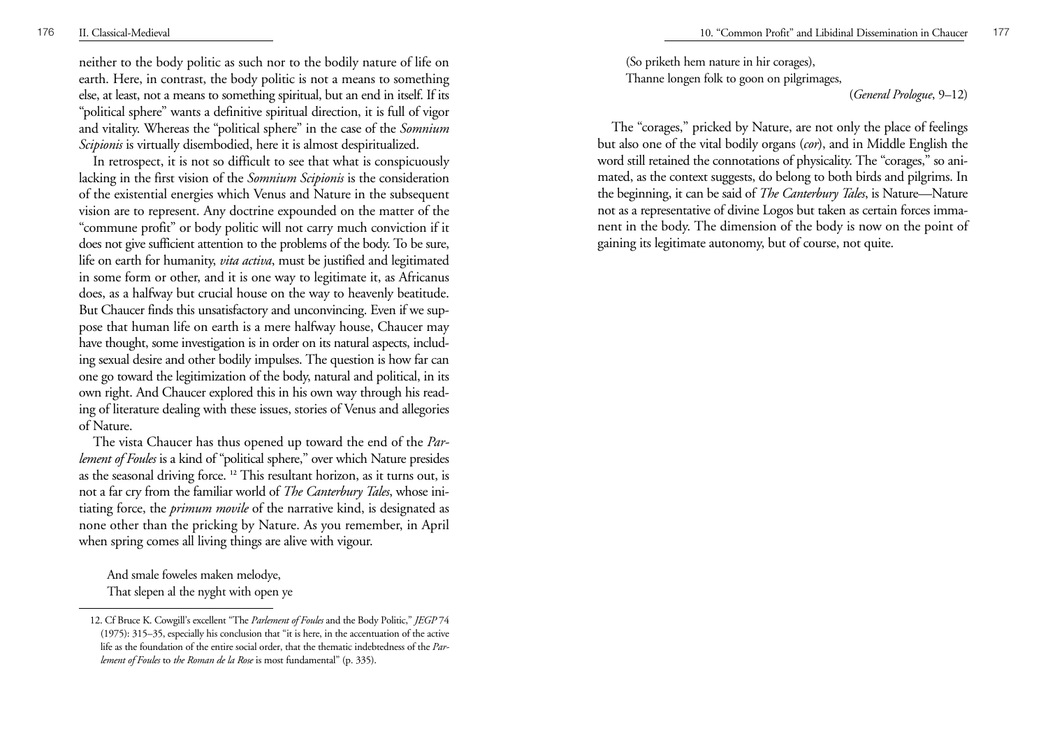neither to the body politic as such nor to the bodily nature of life on earth. Here, in contrast, the body politic is not a means to something else, at least, not a means to something spiritual, but an end in itself. If its "political sphere" wants a definitive spiritual direction, it is full of vigor and vitality. Whereas the "political sphere" in the case of the *Somnium Scipionis* is virtually disembodied, here it is almost despiritualized.

In retrospect, it is not so difficult to see that what is conspicuously lacking in the first vision of the *Somnium Scipionis* is the consideration of the existential energies which Venus and Nature in the subsequent vision are to represent. Any doctrine expounded on the matter of the "commune profit" or body politic will not carry much conviction if it does not give sufficient attention to the problems of the body. To be sure, life on earth for humanity, *vita activa*, must be justified and legitimated in some form or other, and it is one way to legitimate it, as Africanus does, as a halfway but crucial house on the way to heavenly beatitude. But Chaucer finds this unsatisfactory and unconvincing. Even if we suppose that human life on earth is a mere halfway house, Chaucer may have thought, some investigation is in order on its natural aspects, including sexual desire and other bodily impulses. The question is how far can one go toward the legitimization of the body, natural and political, in its own right. And Chaucer explored this in his own way through his reading of literature dealing with these issues, stories of Venus and allegories of Nature.

The vista Chaucer has thus opened up toward the end of the *Parlement of Foules* is a kind of "political sphere," over which Nature presides as the seasonal driving force.[12] This resultant horizon, as it turns out, is not a far cry from the familiar world of *The Canterbury Tales*, whose initiating force, the *primum movile* of the narrative kind, is designated as none other than the pricking by Nature. As you remember, in April when spring comes all living things are alive with vigour.

> And smale foweles maken melodye,
> That slepen al the nyght with open ye
> (So priketh hem nature in hir corages),
> Thanne longen folk to goon on pilgrimages,
>
> (*General Prologue*, 9–12)

The "corages," pricked by Nature, are not only the place of feelings but also one of the vital bodily organs (*cor*), and in Middle English the word still retained the connotations of physicality. The "corages," so animated, as the context suggests, do belong to both birds and pilgrims. In the beginning, it can be said of *The Canterbury Tales*, is Nature—Nature not as a representative of divine Logos but taken as certain forces immanent in the body. The dimension of the body is now on the point of gaining its legitimate autonomy, but of course, not quite.

---

12. Cf Bruce K. Cowgill's excellent "The *Parlement of Foules* and the Body Politic," *JEGP* 74 (1975): 315–35, especially his conclusion that "it is here, in the accentuation of the active life as the foundation of the entire social order, that the thematic indebtedness of the *Parlement of Foules* to *the Roman de la Rose* is most fundamental" (p. 335).